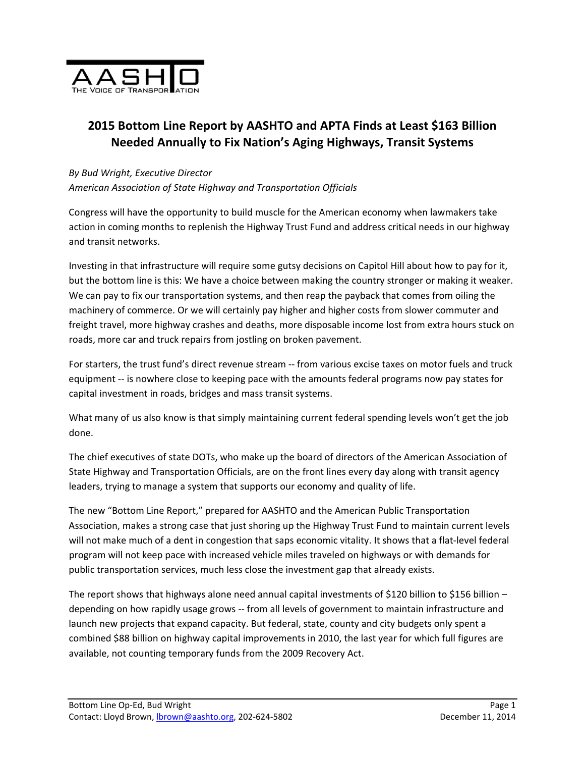AASHTO

THE VOICE OF TRANSPORTATION

# 2015 Bottom Line Report by AASHTO and APTA Finds at Least $163 Billion Needed Annually to Fix Nation's Aging Highways, Transit Systems

*By Bud Wright, Executive Director*
*American Association of State Highway and Transportation Officials*

Congress will have the opportunity to build muscle for the American economy when lawmakers take action in coming months to replenish the Highway Trust Fund and address critical needs in our highway and transit networks.

Investing in that infrastructure will require some gutsy decisions on Capitol Hill about how to pay for it, but the bottom line is this: We have a choice between making the country stronger or making it weaker. We can pay to fix our transportation systems, and then reap the payback that comes from oiling the machinery of commerce. Or we will certainly pay higher and higher costs from slower commuter and freight travel, more highway crashes and deaths, more disposable income lost from extra hours stuck on roads, more car and truck repairs from jostling on broken pavement.

For starters, the trust fund's direct revenue stream -- from various excise taxes on motor fuels and truck equipment -- is nowhere close to keeping pace with the amounts federal programs now pay states for capital investment in roads, bridges and mass transit systems.

What many of us also know is that simply maintaining current federal spending levels won't get the job done.

The chief executives of state DOTs, who make up the board of directors of the American Association of State Highway and Transportation Officials, are on the front lines every day along with transit agency leaders, trying to manage a system that supports our economy and quality of life.

The new "Bottom Line Report," prepared for AASHTO and the American Public Transportation Association, makes a strong case that just shoring up the Highway Trust Fund to maintain current levels will not make much of a dent in congestion that saps economic vitality. It shows that a flat-level federal program will not keep pace with increased vehicle miles traveled on highways or with demands for public transportation services, much less close the investment gap that already exists.

The report shows that highways alone need annual capital investments of $120 billion to $156 billion – depending on how rapidly usage grows -- from all levels of government to maintain infrastructure and launch new projects that expand capacity. But federal, state, county and city budgets only spent a combined $88 billion on highway capital improvements in 2010, the last year for which full figures are available, not counting temporary funds from the 2009 Recovery Act.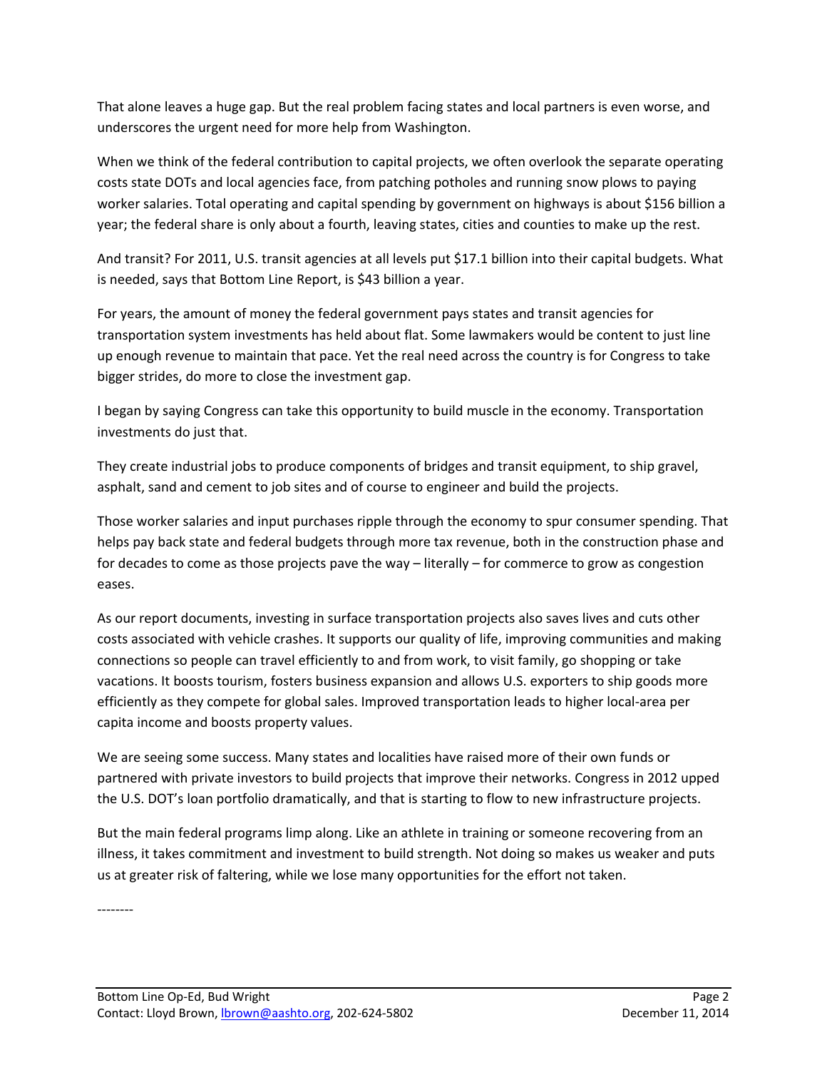That alone leaves a huge gap. But the real problem facing states and local partners is even worse, and underscores the urgent need for more help from Washington.

When we think of the federal contribution to capital projects, we often overlook the separate operating costs state DOTs and local agencies face, from patching potholes and running snow plows to paying worker salaries. Total operating and capital spending by government on highways is about $156 billion a year; the federal share is only about a fourth, leaving states, cities and counties to make up the rest.

And transit? For 2011, U.S. transit agencies at all levels put $17.1 billion into their capital budgets. What is needed, says that Bottom Line Report, is $43 billion a year.

For years, the amount of money the federal government pays states and transit agencies for transportation system investments has held about flat. Some lawmakers would be content to just line up enough revenue to maintain that pace. Yet the real need across the country is for Congress to take bigger strides, do more to close the investment gap.

I began by saying Congress can take this opportunity to build muscle in the economy. Transportation investments do just that.

They create industrial jobs to produce components of bridges and transit equipment, to ship gravel, asphalt, sand and cement to job sites and of course to engineer and build the projects.

Those worker salaries and input purchases ripple through the economy to spur consumer spending. That helps pay back state and federal budgets through more tax revenue, both in the construction phase and for decades to come as those projects pave the way – literally – for commerce to grow as congestion eases.

As our report documents, investing in surface transportation projects also saves lives and cuts other costs associated with vehicle crashes. It supports our quality of life, improving communities and making connections so people can travel efficiently to and from work, to visit family, go shopping or take vacations. It boosts tourism, fosters business expansion and allows U.S. exporters to ship goods more efficiently as they compete for global sales. Improved transportation leads to higher local-area per capita income and boosts property values.

We are seeing some success. Many states and localities have raised more of their own funds or partnered with private investors to build projects that improve their networks. Congress in 2012 upped the U.S. DOT's loan portfolio dramatically, and that is starting to flow to new infrastructure projects.

But the main federal programs limp along. Like an athlete in training or someone recovering from an illness, it takes commitment and investment to build strength. Not doing so makes us weaker and puts us at greater risk of faltering, while we lose many opportunities for the effort not taken.

--------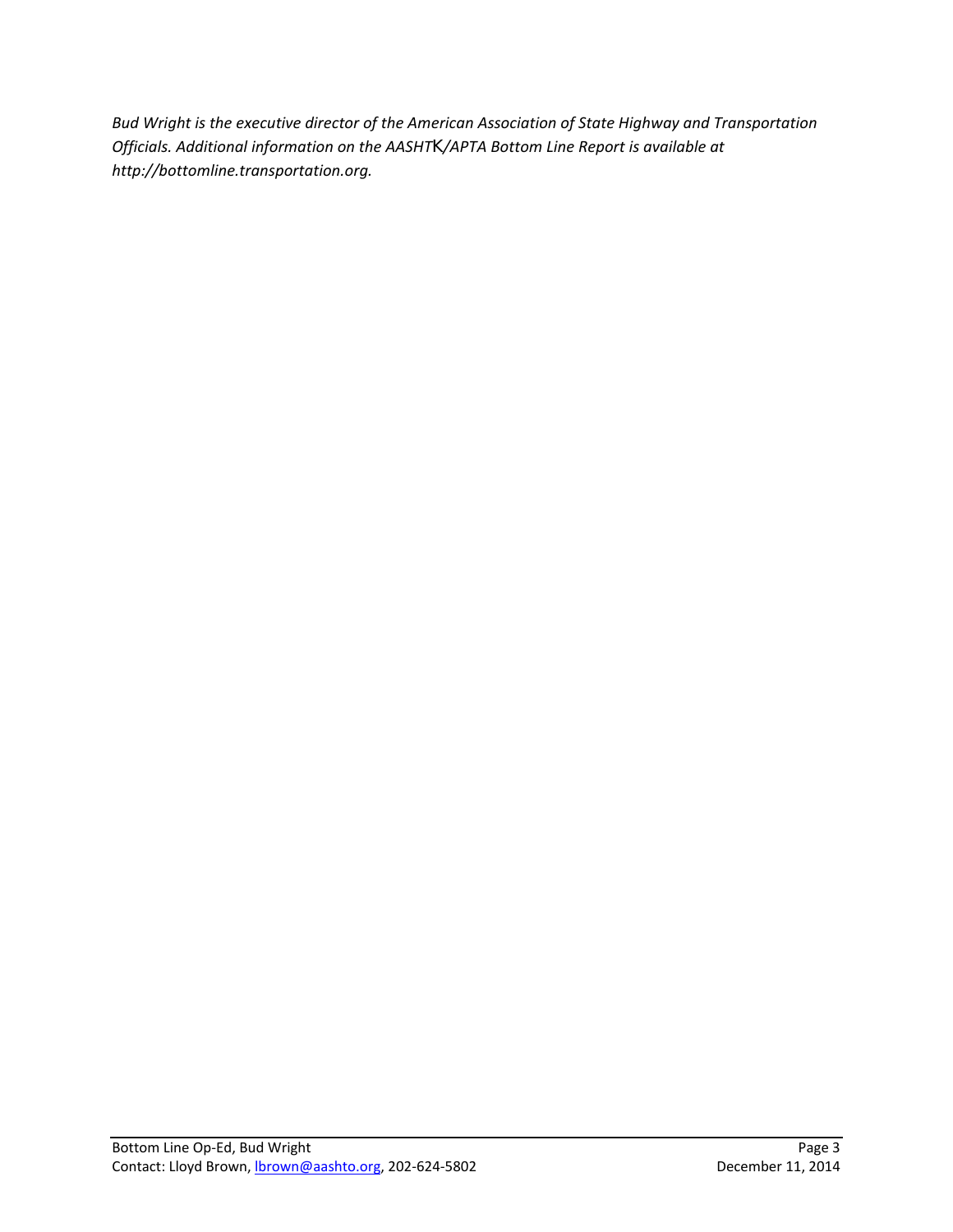*Bud Wright is the executive director of the American Association of State Highway and Transportation Officials. Additional information on the AASHTO/APTA Bottom Line Report is available at http://bottomline.transportation.org.*